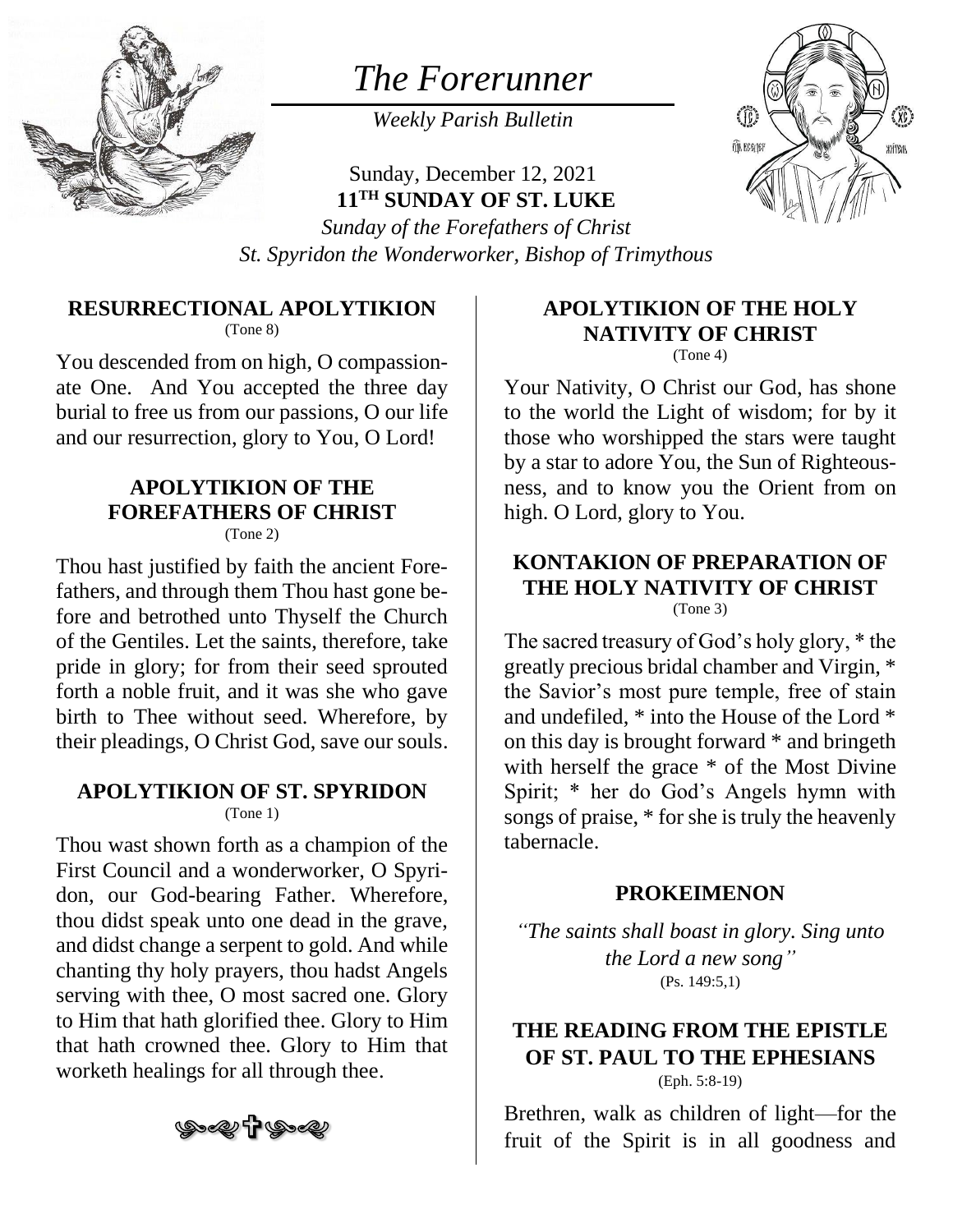# *The Forerunner*

*Weekly Parish Bulletin*

Sunday, December 12, 2021
**11TH SUNDAY OF ST. LUKE**
*Sunday of the Forefathers of Christ*
*St. Spyridon the Wonderworker, Bishop of Trimythous*

### RESURRECTIONAL APOLYTIKION
(Tone 8)

You descended from on high, O compassionate One. And You accepted the three day burial to free us from our passions, O our life and our resurrection, glory to You, O Lord!

### APOLYTIKION OF THE FOREFATHERS OF CHRIST
(Tone 2)

Thou hast justified by faith the ancient Forefathers, and through them Thou hast gone before and betrothed unto Thyself the Church of the Gentiles. Let the saints, therefore, take pride in glory; for from their seed sprouted forth a noble fruit, and it was she who gave birth to Thee without seed. Wherefore, by their pleadings, O Christ God, save our souls.

### APOLYTIKION OF ST. SPYRIDON
(Tone 1)

Thou wast shown forth as a champion of the First Council and a wonderworker, O Spyridon, our God-bearing Father. Wherefore, thou didst speak unto one dead in the grave, and didst change a serpent to gold. And while chanting thy holy prayers, thou hadst Angels serving with thee, O most sacred one. Glory to Him that hath glorified thee. Glory to Him that hath crowned thee. Glory to Him that worketh healings for all through thee.

### APOLYTIKION OF THE HOLY NATIVITY OF CHRIST
(Tone 4)

Your Nativity, O Christ our God, has shone to the world the Light of wisdom; for by it those who worshipped the stars were taught by a star to adore You, the Sun of Righteousness, and to know you the Orient from on high. O Lord, glory to You.

### KONTAKION OF PREPARATION OF THE HOLY NATIVITY OF CHRIST
(Tone 3)

The sacred treasury of God's holy glory, * the greatly precious bridal chamber and Virgin, * the Savior's most pure temple, free of stain and undefiled, * into the House of the Lord * on this day is brought forward * and bringeth with herself the grace * of the Most Divine Spirit; * her do God's Angels hymn with songs of praise, * for she is truly the heavenly tabernacle.

### PROKEIMENON

*"The saints shall boast in glory. Sing unto the Lord a new song"*
(Ps. 149:5,1)

### THE READING FROM THE EPISTLE OF ST. PAUL TO THE EPHESIANS
(Eph. 5:8-19)

Brethren, walk as children of light—for the fruit of the Spirit is in all goodness and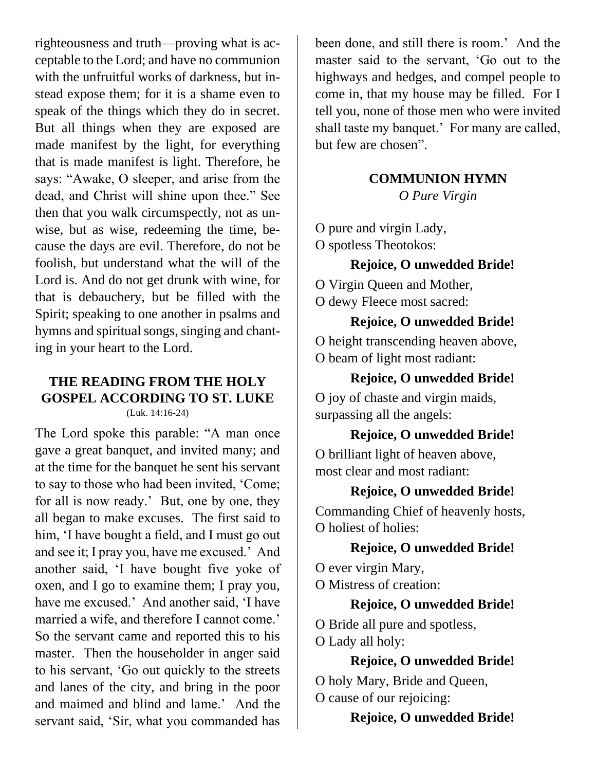righteousness and truth—proving what is acceptable to the Lord; and have no communion with the unfruitful works of darkness, but instead expose them; for it is a shame even to speak of the things which they do in secret. But all things when they are exposed are made manifest by the light, for everything that is made manifest is light. Therefore, he says: "Awake, O sleeper, and arise from the dead, and Christ will shine upon thee." See then that you walk circumspectly, not as unwise, but as wise, redeeming the time, because the days are evil. Therefore, do not be foolish, but understand what the will of the Lord is. And do not get drunk with wine, for that is debauchery, but be filled with the Spirit; speaking to one another in psalms and hymns and spiritual songs, singing and chanting in your heart to the Lord.

## THE READING FROM THE HOLY GOSPEL ACCORDING TO ST. LUKE

(Luk. 14:16-24)

The Lord spoke this parable: "A man once gave a great banquet, and invited many; and at the time for the banquet he sent his servant to say to those who had been invited, 'Come; for all is now ready.' But, one by one, they all began to make excuses. The first said to him, 'I have bought a field, and I must go out and see it; I pray you, have me excused.' And another said, 'I have bought five yoke of oxen, and I go to examine them; I pray you, have me excused.' And another said, 'I have married a wife, and therefore I cannot come.' So the servant came and reported this to his master. Then the householder in anger said to his servant, 'Go out quickly to the streets and lanes of the city, and bring in the poor and maimed and blind and lame.' And the servant said, 'Sir, what you commanded has been done, and still there is room.' And the master said to the servant, 'Go out to the highways and hedges, and compel people to come in, that my house may be filled. For I tell you, none of those men who were invited shall taste my banquet.' For many are called, but few are chosen".

## COMMUNION HYMN

*O Pure Virgin*

O pure and virgin Lady,
O spotless Theotokos:

**Rejoice, O unwedded Bride!**

O Virgin Queen and Mother,
O dewy Fleece most sacred:

**Rejoice, O unwedded Bride!**

O height transcending heaven above,
O beam of light most radiant:

**Rejoice, O unwedded Bride!**

O joy of chaste and virgin maids,
surpassing all the angels:

**Rejoice, O unwedded Bride!**

O brilliant light of heaven above,
most clear and most radiant:

**Rejoice, O unwedded Bride!**

Commanding Chief of heavenly hosts,
O holiest of holies:

**Rejoice, O unwedded Bride!**

O ever virgin Mary,
O Mistress of creation:

**Rejoice, O unwedded Bride!**

O Bride all pure and spotless,
O Lady all holy:

**Rejoice, O unwedded Bride!**

O holy Mary, Bride and Queen,
O cause of our rejoicing:

**Rejoice, O unwedded Bride!**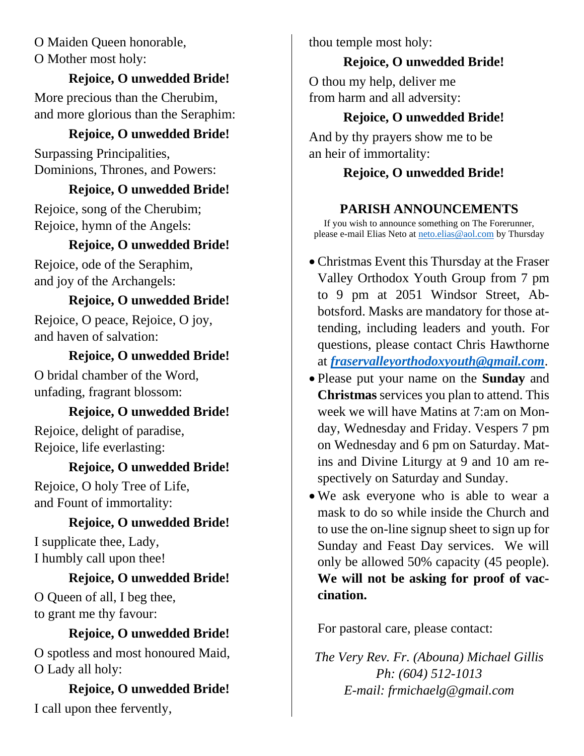O Maiden Queen honorable,
O Mother most holy:

**Rejoice, O unwedded Bride!**

More precious than the Cherubim,
and more glorious than the Seraphim:

**Rejoice, O unwedded Bride!**

Surpassing Principalities,
Dominions, Thrones, and Powers:

**Rejoice, O unwedded Bride!**

Rejoice, song of the Cherubim;
Rejoice, hymn of the Angels:

**Rejoice, O unwedded Bride!**

Rejoice, ode of the Seraphim,
and joy of the Archangels:

**Rejoice, O unwedded Bride!**

Rejoice, O peace, Rejoice, O joy,
and haven of salvation:

**Rejoice, O unwedded Bride!**

O bridal chamber of the Word,
unfading, fragrant blossom:

**Rejoice, O unwedded Bride!**

Rejoice, delight of paradise,
Rejoice, life everlasting:

**Rejoice, O unwedded Bride!**

Rejoice, O holy Tree of Life,
and Fount of immortality:

**Rejoice, O unwedded Bride!**

I supplicate thee, Lady,
I humbly call upon thee!

**Rejoice, O unwedded Bride!**

O Queen of all, I beg thee,
to grant me thy favour:

**Rejoice, O unwedded Bride!**

O spotless and most honoured Maid,
O Lady all holy:

**Rejoice, O unwedded Bride!**

I call upon thee fervently,
thou temple most holy:

**Rejoice, O unwedded Bride!**

O thou my help, deliver me
from harm and all adversity:

**Rejoice, O unwedded Bride!**

And by thy prayers show me to be
an heir of immortality:

**Rejoice, O unwedded Bride!**

## PARISH ANNOUNCEMENTS

If you wish to announce something on The Forerunner, please e-mail Elias Neto at neto.elias@aol.com by Thursday

- Christmas Event this Thursday at the Fraser Valley Orthodox Youth Group from 7 pm to 9 pm at 2051 Windsor Street, Abbotsford. Masks are mandatory for those attending, including leaders and youth. For questions, please contact Chris Hawthorne at ***fraservalleyorthodoxyouth@gmail.com***.
- Please put your name on the **Sunday** and **Christmas** services you plan to attend. This week we will have Matins at 7:am on Monday, Wednesday and Friday. Vespers 7 pm on Wednesday and 6 pm on Saturday. Matins and Divine Liturgy at 9 and 10 am respectively on Saturday and Sunday.
- We ask everyone who is able to wear a mask to do so while inside the Church and to use the on-line signup sheet to sign up for Sunday and Feast Day services. We will only be allowed 50% capacity (45 people). **We will not be asking for proof of vaccination.**

For pastoral care, please contact:

*The Very Rev. Fr. (Abouna) Michael Gillis*
*Ph: (604) 512-1013*
*E-mail: frmichaelg@gmail.com*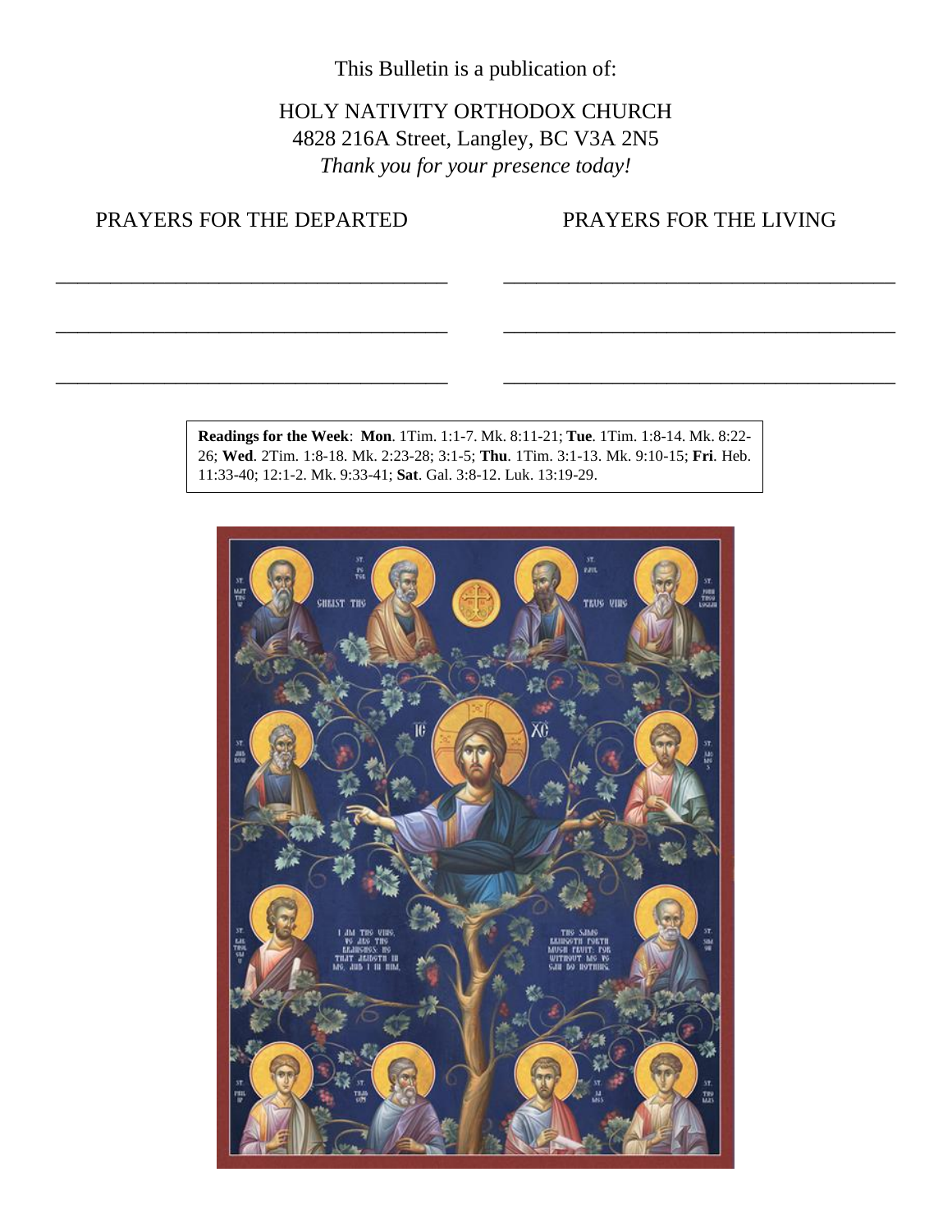This Bulletin is a publication of:

HOLY NATIVITY ORTHODOX CHURCH
4828 216A Street, Langley, BC V3A 2N5
*Thank you for your presence today!*

PRAYERS FOR THE DEPARTED

\_\_\_\_\_\_\_\_\_\_\_\_\_\_\_\_\_\_\_\_\_\_\_\_\_\_\_\_\_\_\_\_\_\_\_\_\_\_

\_\_\_\_\_\_\_\_\_\_\_\_\_\_\_\_\_\_\_\_\_\_\_\_\_\_\_\_\_\_\_\_\_\_\_\_\_\_

\_\_\_\_\_\_\_\_\_\_\_\_\_\_\_\_\_\_\_\_\_\_\_\_\_\_\_\_\_\_\_\_\_\_\_\_\_\_

PRAYERS FOR THE LIVING

\_\_\_\_\_\_\_\_\_\_\_\_\_\_\_\_\_\_\_\_\_\_\_\_\_\_\_\_\_\_\_\_\_\_\_\_\_\_

\_\_\_\_\_\_\_\_\_\_\_\_\_\_\_\_\_\_\_\_\_\_\_\_\_\_\_\_\_\_\_\_\_\_\_\_\_\_

\_\_\_\_\_\_\_\_\_\_\_\_\_\_\_\_\_\_\_\_\_\_\_\_\_\_\_\_\_\_\_\_\_\_\_\_\_\_

**Readings for the Week**: **Mon**. 1Tim. 1:1-7. Mk. 8:11-21; **Tue**. 1Tim. 1:8-14. Mk. 8:22-26; **Wed**. 2Tim. 1:8-18. Mk. 2:23-28; 3:1-5; **Thu**. 1Tim. 3:1-13. Mk. 9:10-15; **Fri**. Heb. 11:33-40; 12:1-2. Mk. 9:33-41; **Sat**. Gal. 3:8-12. Luk. 13:19-29.